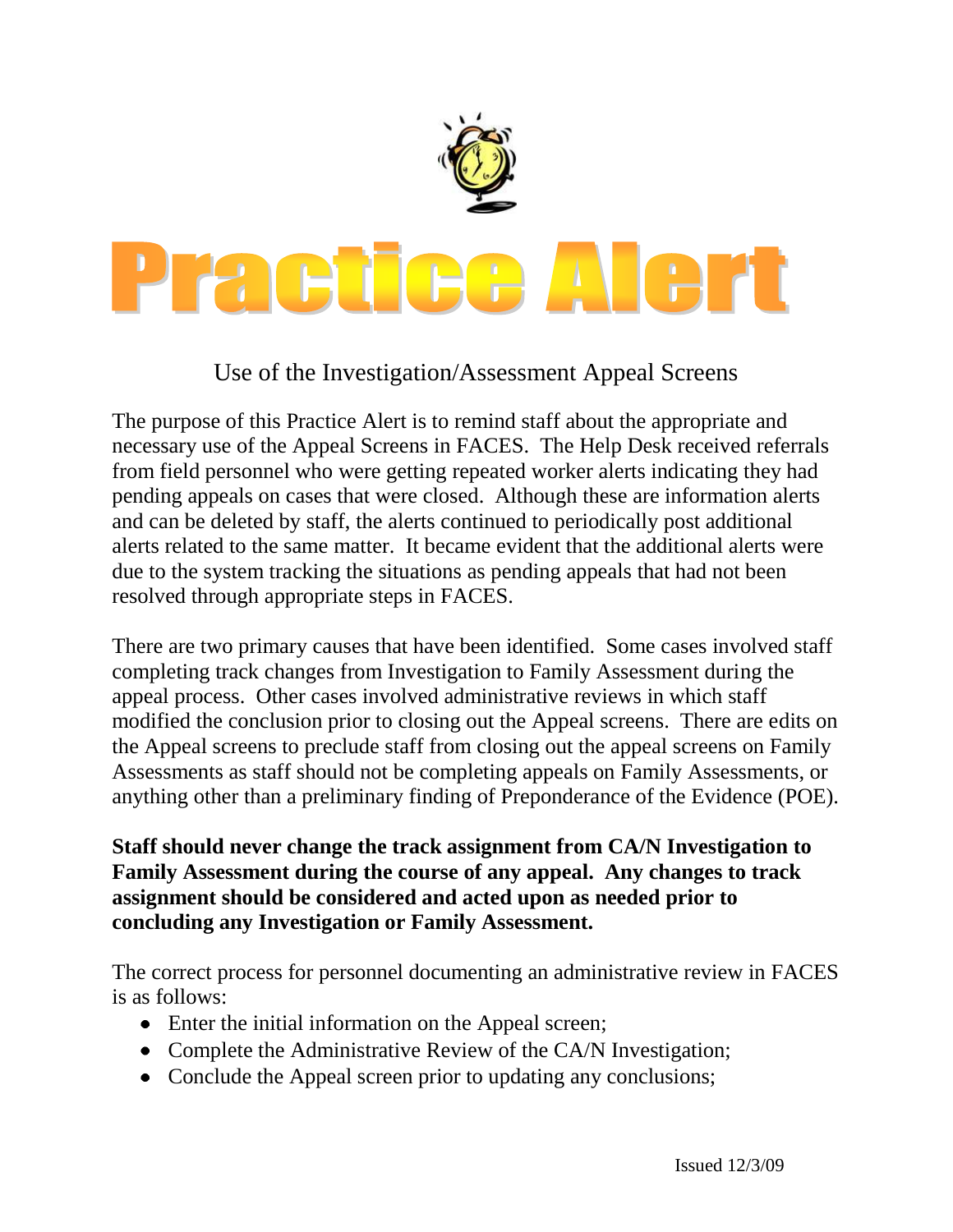# Practice Alert

## Use of the Investigation/Assessment Appeal Screens

The purpose of this Practice Alert is to remind staff about the appropriate and necessary use of the Appeal Screens in FACES. The Help Desk received referrals from field personnel who were getting repeated worker alerts indicating they had pending appeals on cases that were closed. Although these are information alerts and can be deleted by staff, the alerts continued to periodically post additional alerts related to the same matter. It became evident that the additional alerts were due to the system tracking the situations as pending appeals that had not been resolved through appropriate steps in FACES.

There are two primary causes that have been identified. Some cases involved staff completing track changes from Investigation to Family Assessment during the appeal process. Other cases involved administrative reviews in which staff modified the conclusion prior to closing out the Appeal screens. There are edits on the Appeal screens to preclude staff from closing out the appeal screens on Family Assessments as staff should not be completing appeals on Family Assessments, or anything other than a preliminary finding of Preponderance of the Evidence (POE).

**Staff should never change the track assignment from CA/N Investigation to Family Assessment during the course of any appeal. Any changes to track assignment should be considered and acted upon as needed prior to concluding any Investigation or Family Assessment.**

The correct process for personnel documenting an administrative review in FACES is as follows:

- Enter the initial information on the Appeal screen;
- Complete the Administrative Review of the CA/N Investigation;
- Conclude the Appeal screen prior to updating any conclusions;

Issued 12/3/09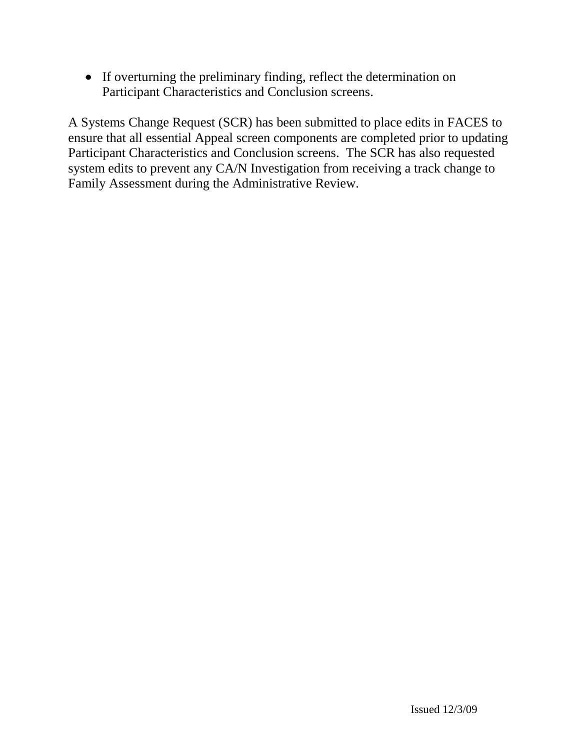- If overturning the preliminary finding, reflect the determination on Participant Characteristics and Conclusion screens.

A Systems Change Request (SCR) has been submitted to place edits in FACES to ensure that all essential Appeal screen components are completed prior to updating Participant Characteristics and Conclusion screens. The SCR has also requested system edits to prevent any CA/N Investigation from receiving a track change to Family Assessment during the Administrative Review.

Issued 12/3/09